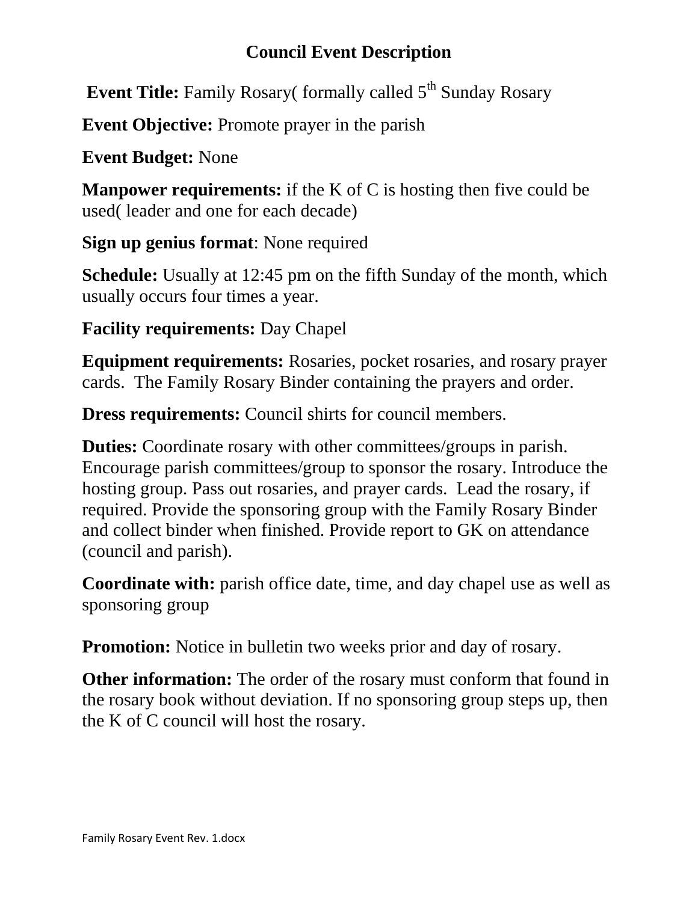# Council Event Description

**Event Title:** Family Rosary( formally called 5th Sunday Rosary

**Event Objective:** Promote prayer in the parish

**Event Budget:** None

**Manpower requirements:** if the K of C is hosting then five could be used( leader and one for each decade)

**Sign up genius format**: None required

**Schedule:** Usually at 12:45 pm on the fifth Sunday of the month, which usually occurs four times a year.

**Facility requirements:** Day Chapel

**Equipment requirements:** Rosaries, pocket rosaries, and rosary prayer cards. The Family Rosary Binder containing the prayers and order.

**Dress requirements:** Council shirts for council members.

**Duties:** Coordinate rosary with other committees/groups in parish. Encourage parish committees/group to sponsor the rosary. Introduce the hosting group. Pass out rosaries, and prayer cards. Lead the rosary, if required. Provide the sponsoring group with the Family Rosary Binder and collect binder when finished. Provide report to GK on attendance (council and parish).

**Coordinate with:** parish office date, time, and day chapel use as well as sponsoring group

**Promotion:** Notice in bulletin two weeks prior and day of rosary.

**Other information:** The order of the rosary must conform that found in the rosary book without deviation. If no sponsoring group steps up, then the K of C council will host the rosary.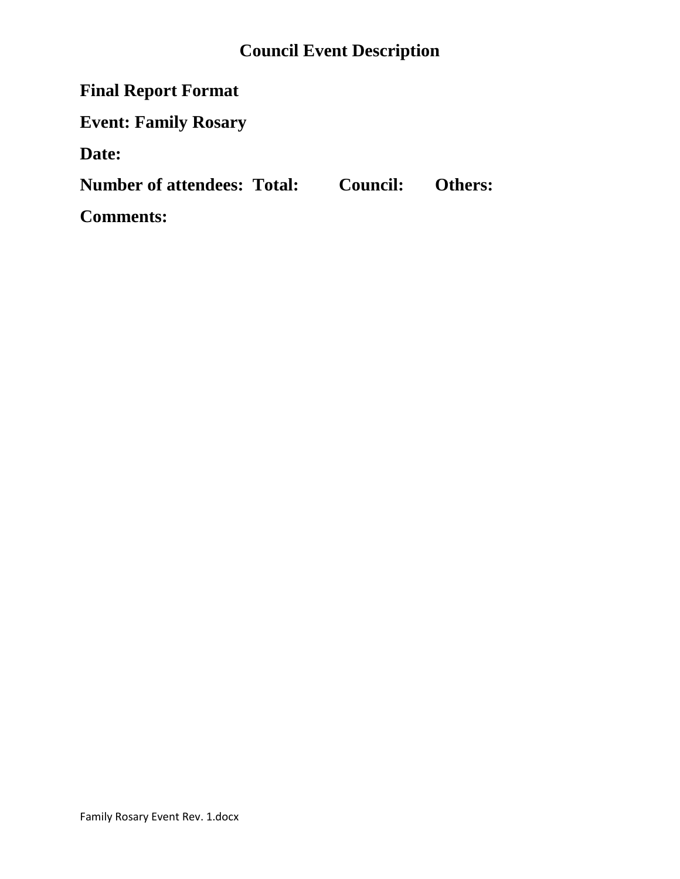# Council Event Description

**Final Report Format**

**Event: Family Rosary**

**Date:**

**Number of attendees: Total: Council: Others:**

**Comments:**